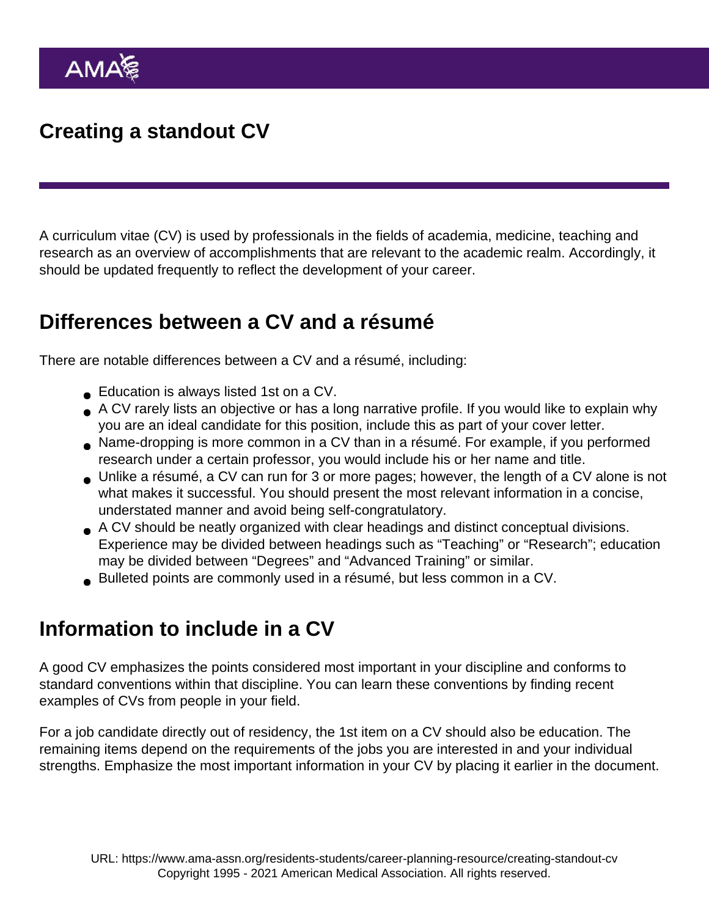# Creating a standout CV

A curriculum vitae (CV) is used by professionals in the fields of academia, medicine, teaching and research as an overview of accomplishments that are relevant to the academic realm. Accordingly, it should be updated frequently to reflect the development of your career.

## Differences between a CV and a résumé

There are notable differences between a CV and a résumé, including:

- Education is always listed 1st on a CV.
- A CV rarely lists an objective or has a long narrative profile. If you would like to explain why you are an ideal candidate for this position, include this as part of your cover letter.
- Name-dropping is more common in a CV than in a résumé. For example, if you performed research under a certain professor, you would include his or her name and title.
- Unlike a résumé, a CV can run for 3 or more pages; however, the length of a CV alone is not what makes it successful. You should present the most relevant information in a concise, understated manner and avoid being self-congratulatory.
- A CV should be neatly organized with clear headings and distinct conceptual divisions. Experience may be divided between headings such as "Teaching" or "Research"; education may be divided between "Degrees" and "Advanced Training" or similar.
- Bulleted points are commonly used in a résumé, but less common in a CV.

## Information to include in a CV

A good CV emphasizes the points considered most important in your discipline and conforms to standard conventions within that discipline. You can learn these conventions by finding recent examples of CVs from people in your field.

For a job candidate directly out of residency, the 1st item on a CV should also be education. The remaining items depend on the requirements of the jobs you are interested in and your individual strengths. Emphasize the most important information in your CV by placing it earlier in the document.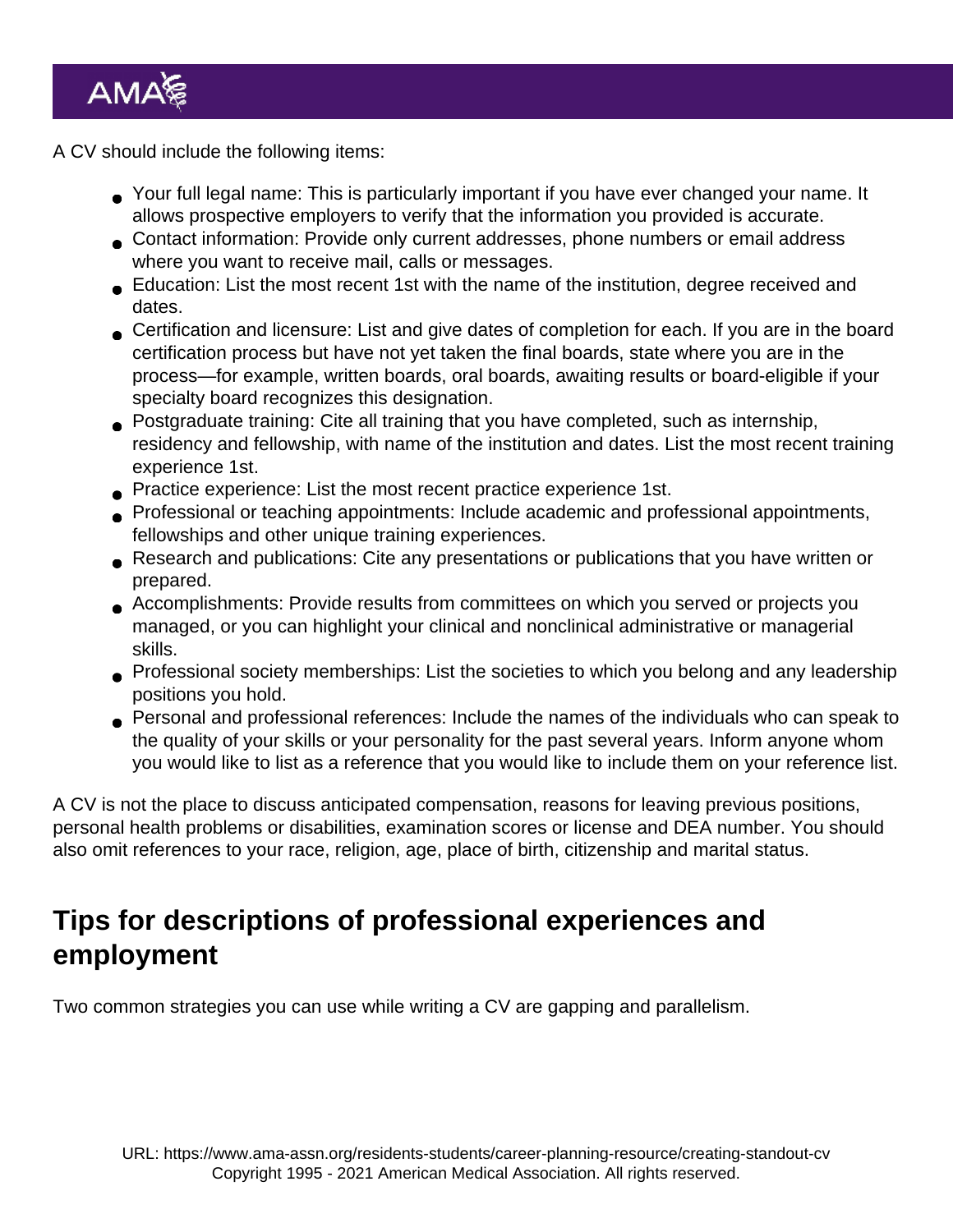A CV should include the following items:

- Your full legal name: This is particularly important if you have ever changed your name. It allows prospective employers to verify that the information you provided is accurate.
- Contact information: Provide only current addresses, phone numbers or email address where you want to receive mail, calls or messages.
- Education: List the most recent 1st with the name of the institution, degree received and dates.
- Certification and licensure: List and give dates of completion for each. If you are in the board certification process but have not yet taken the final boards, state where you are in the process—for example, written boards, oral boards, awaiting results or board-eligible if your specialty board recognizes this designation.
- Postgraduate training: Cite all training that you have completed, such as internship, residency and fellowship, with name of the institution and dates. List the most recent training experience 1st.
- Practice experience: List the most recent practice experience 1st.
- Professional or teaching appointments: Include academic and professional appointments, fellowships and other unique training experiences.
- Research and publications: Cite any presentations or publications that you have written or prepared.
- Accomplishments: Provide results from committees on which you served or projects you managed, or you can highlight your clinical and nonclinical administrative or managerial skills.
- Professional society memberships: List the societies to which you belong and any leadership positions you hold.
- Personal and professional references: Include the names of the individuals who can speak to the quality of your skills or your personality for the past several years. Inform anyone whom you would like to list as a reference that you would like to include them on your reference list.

A CV is not the place to discuss anticipated compensation, reasons for leaving previous positions, personal health problems or disabilities, examination scores or license and DEA number. You should also omit references to your race, religion, age, place of birth, citizenship and marital status.

## Tips for descriptions of professional experiences and employment

Two common strategies you can use while writing a CV are gapping and parallelism.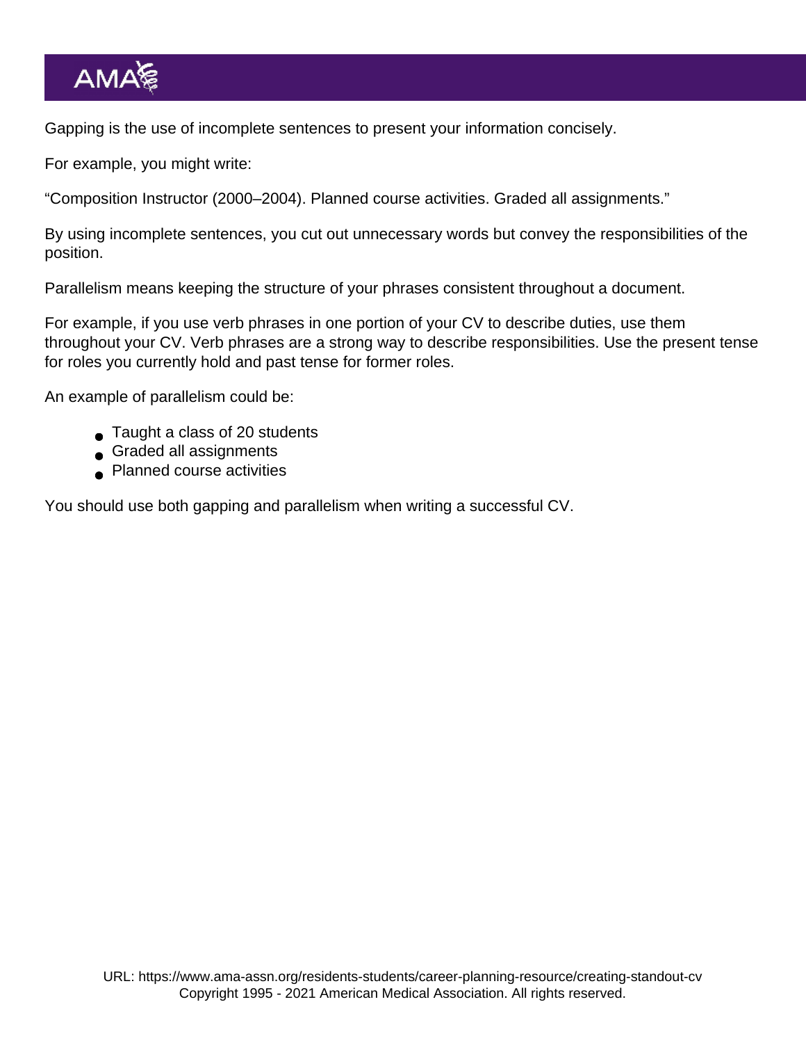Gapping is the use of incomplete sentences to present your information concisely.

For example, you might write:

“Composition Instructor (2000–2004). Planned course activities. Graded all assignments.”

By using incomplete sentences, you cut out unnecessary words but convey the responsibilities of the position.

Parallelism means keeping the structure of your phrases consistent throughout a document.

For example, if you use verb phrases in one portion of your CV to describe duties, use them throughout your CV. Verb phrases are a strong way to describe responsibilities. Use the present tense for roles you currently hold and past tense for former roles.

An example of parallelism could be:

- Taught a class of 20 students
- Graded all assignments
- Planned course activities

You should use both gapping and parallelism when writing a successful CV.